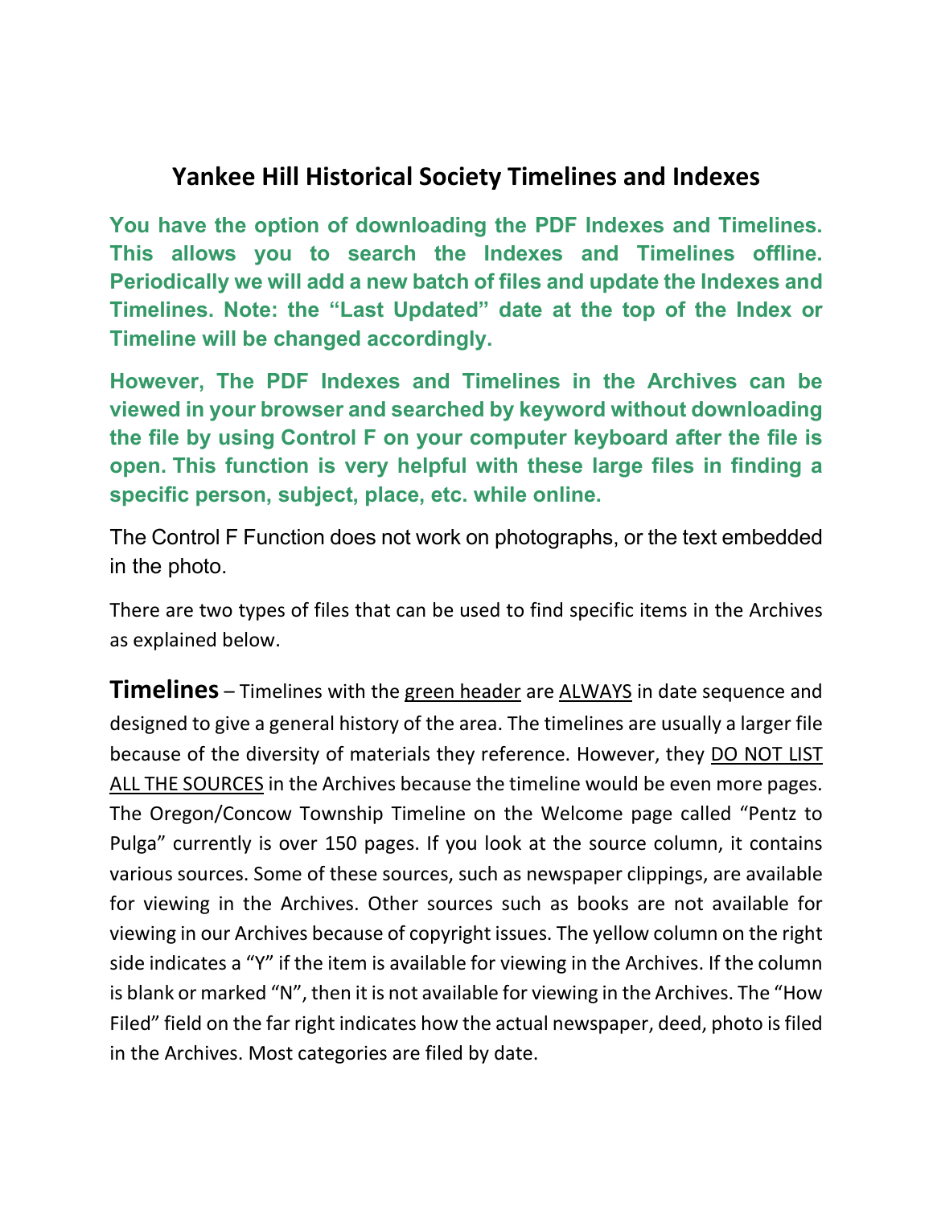# Yankee Hill Historical Society Timelines and Indexes

**You have the option of downloading the PDF Indexes and Timelines. This allows you to search the Indexes and Timelines offline. Periodically we will add a new batch of files and update the Indexes and Timelines. Note: the "Last Updated" date at the top of the Index or Timeline will be changed accordingly.**

**However, The PDF Indexes and Timelines in the Archives can be viewed in your browser and searched by keyword without downloading the file by using Control F on your computer keyboard after the file is open. This function is very helpful with these large files in finding a specific person, subject, place, etc. while online.**

The Control F Function does not work on photographs, or the text embedded in the photo.

There are two types of files that can be used to find specific items in the Archives as explained below.

**Timelines** – Timelines with the green header are ALWAYS in date sequence and designed to give a general history of the area. The timelines are usually a larger file because of the diversity of materials they reference. However, they DO NOT LIST ALL THE SOURCES in the Archives because the timeline would be even more pages. The Oregon/Concow Township Timeline on the Welcome page called "Pentz to Pulga" currently is over 150 pages. If you look at the source column, it contains various sources. Some of these sources, such as newspaper clippings, are available for viewing in the Archives. Other sources such as books are not available for viewing in our Archives because of copyright issues. The yellow column on the right side indicates a "Y" if the item is available for viewing in the Archives. If the column is blank or marked "N", then it is not available for viewing in the Archives. The "How Filed" field on the far right indicates how the actual newspaper, deed, photo is filed in the Archives. Most categories are filed by date.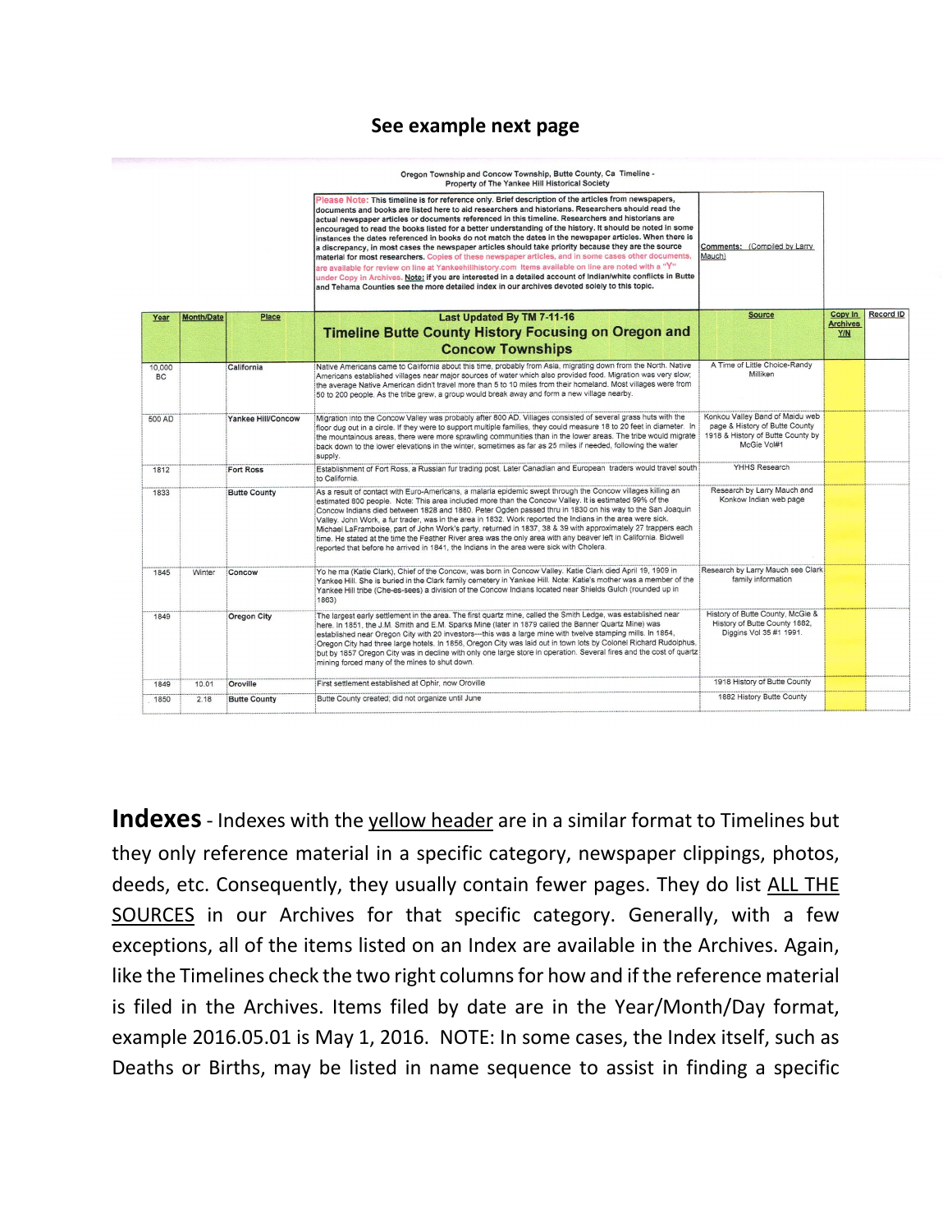## See example next page

Oregon Township and Concow Township, Butte County, Ca Timeline -
Property of The Yankee Hill Historical Society

Please Note: This timeline is for reference only. Brief description of the articles from newspapers, documents and books are listed here to aid researchers and historians. Researchers should read the actual newspaper articles or documents referenced in this timeline. Researchers and historians are encouraged to read the books listed for a better understanding of the history. It should be noted in some instances the dates referenced in books do not match the dates in the newspaper articles. When there is a discrepancy, in most cases the newspaper articles should take priority because they are the source material for most researchers. Copies of these newspaper articles, and in some cases other documents, are available for review on line at Yankeehillhistory.com Items available on line are noted with a "Y" under Copy in Archives. Note: If you are interested in a detailed account of Indian/white conflicts in Butte and Tehama Counties see the more detailed index in our archives devoted solely to this topic.

Comments: (Compiled by Larry Mauch)

| Year | Month/Date | Place | Last Updated By TM 7-11-16 Timeline Butte County History Focusing on Oregon and Concow Townships | Source | Copy In Archives Y/N | Record ID |
|---|---|---|---|---|---|---|
| 10,000 BC | | California | Native Americans came to California about this time, probably from Asia, migrating down from the North. Native Americans established villages near major sources of water which also provided food. Migration was very slow; the average Native American didn't travel more than 5 to 10 miles from their homeland. Most villages were from 50 to 200 people. As the tribe grew, a group would break away and form a new village nearby. | A Time of Little Choice-Randy Milliken | | |
| 500 AD | | Yankee Hill/Concow | Migration into the Concow Valley was probably after 800 AD. Villages consisted of several grass huts with the floor dug out in a circle. If they were to support multiple families, they could measure 18 to 20 feet in diameter. In the mountainous areas, there were more sprawling communities than in the lower areas. The tribe would migrate back down to the lower elevations in the winter, sometimes as far as 25 miles if needed, following the water supply. | Konkou Valley Band of Maidu web page & History of Butte County 1918 & History of Butte County by McGie Vol#1 | | |
| 1812 | | Fort Ross | Establishment of Fort Ross, a Russian fur trading post. Later Canadian and European traders would travel south to California. | YHHS Research | | |
| 1833 | | Butte County | As a result of contact with Euro-Americans, a malaria epidemic swept through the Concow villages killing an estimated 800 people. Note: This area included more than the Concow Valley. It is estimated 99% of the Concow Indians died between 1828 and 1880. Peter Ogden passed thru in 1830 on his way to the San Joaquin Valley. John Work, a fur trader, was in the area in 1832. Work reported the Indians in the area were sick. Michael LaFramboise, part of John Work's party, returned in 1837, 38 & 39 with approximately 27 trappers each time. He stated at the time the Feather River area was the only area with any beaver left in California. Bidwell reported that before he arrived in 1841, the Indians in the area were sick with Cholera. | Research by Larry Mauch and Konkow Indian web page | | |
| 1845 | Winter | Concow | Yo he ma (Katie Clark), Chief of the Concow, was born in Concow Valley. Katie Clark died April 19, 1909 in Yankee Hill. She is buried in the Clark family cemetery in Yankee Hill. Note: Katie's mother was a member of the Yankee Hill tribe (Che-es-sees) a division of the Concow Indians located near Shields Gulch (rounded up in 1863) | Research by Larry Mauch see Clark family information | | |
| 1849 | | Oregon City | The largest early settlement in the area. The first quartz mine, called the Smith Ledge, was established near here. In 1851, the J.M. Smith and E.M. Sparks Mine (later in 1879 called the Banner Quartz Mine) was established near Oregon City with 20 investors---this was a large mine with twelve stamping mills. In 1854, Oregon City had three large hotels. In 1856, Oregon City was laid out in town lots by Colonel Richard Rudolphus, but by 1857 Oregon City was in decline with only one large store in operation. Several fires and the cost of quartz mining forced many of the mines to shut down. | History of Butte County, McGie & History of Butte County 1882, Diggins Vol 35 #1 1991. | | |
| 1849 | 10.01 | Oroville | First settlement established at Ophir, now Oroville | 1918 History of Butte County | | |
| 1850 | 2.18 | Butte County | Butte County created; did not organize until June | 1882 History Butte County | | |

**Indexes** - Indexes with the yellow header are in a similar format to Timelines but they only reference material in a specific category, newspaper clippings, photos, deeds, etc. Consequently, they usually contain fewer pages. They do list ALL THE SOURCES in our Archives for that specific category. Generally, with a few exceptions, all of the items listed on an Index are available in the Archives. Again, like the Timelines check the two right columns for how and if the reference material is filed in the Archives. Items filed by date are in the Year/Month/Day format, example 2016.05.01 is May 1, 2016. NOTE: In some cases, the Index itself, such as Deaths or Births, may be listed in name sequence to assist in finding a specific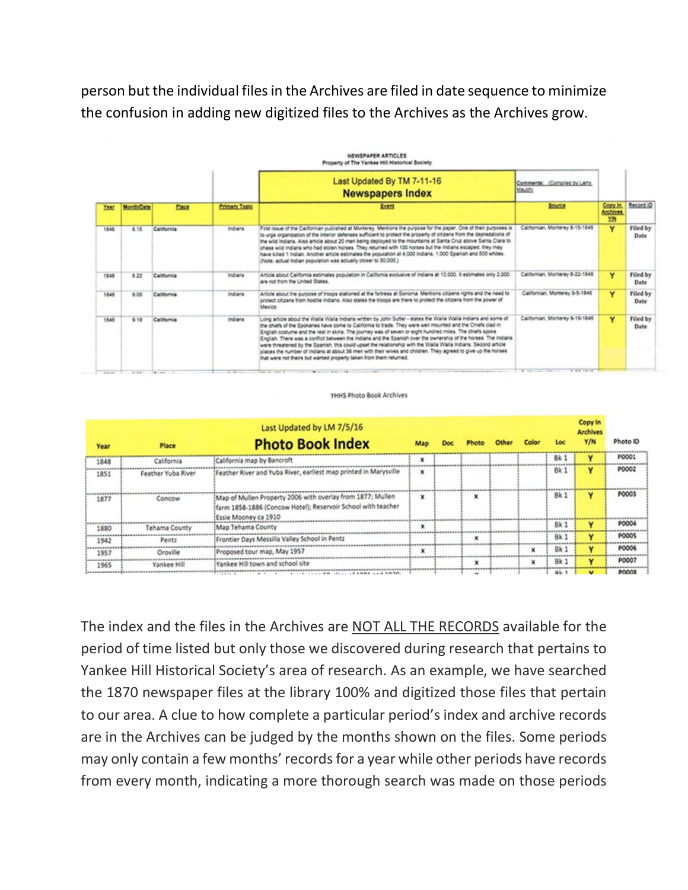person but the individual files in the Archives are filed in date sequence to minimize the confusion in adding new digitized files to the Archives as the Archives grow.

NEWSPAPER ARTICLES
Property of The Yankee Hill Historical Society

| | | | | Last Updated By TM 7-11-16 Newspapers Index | Comments: (Compiled by Larry Mauch) | | |
|---|---|---|---|---|---|---|---|
| Year | Month/Date | Place | Primary Topic | Event | Source | Copy In Archives Y/N | Record ID |
| 1846 | 8.15 | California | Indians | First issue of the Californian published at Monterey. Mentions the purpose for the paper. One of their purposes is to urge organization of the interior defenses sufficient to protect the property of citizens from the depredations of the wild Indians. Also article about 20 men being deployed to the mountains at Santa Cruz above Santa Clara to chase wild Indians who had stolen horses. They returned with 100 horses but the Indians escaped, they may have killed 1 Indian. Another article estimates the population at 4,000 Indians, 1,000 Spanish and 500 whites. (Note: actual Indian population was actually closer to 30,000.) | Californian, Monterey 8-15-1846 | Y | Filed by Date |
| 1846 | 8.22 | California | Indians | Article about California estimates population in California exclusive of Indians at 10,000. It estimates only 2,000 are not from the United States. | Californian, Monterey 8-22-1846 | Y | Filed by Date |
| 1846 | 9.05 | California | Indians | Article about the purpose of troops stationed at the fortress at Sonoma. Mentions citizens rights and the need to protect citizens from hostile Indians. Also states the troops are there to protect the citizens from the power of Mexico. | Californian, Monterey 9-5-1846 | Y | Filed by Date |
| 1846 | 9.19 | California | Indians | Long article about the Walla Walla Indians written by John Sutter - states the Walla Walla Indians and some of the chiefs of the Spokanes have come to California to trade. They were well mounted and the Chiefs clad in English costume and the rest in skins. The journey was of seven or eight hundred miles. The chiefs spoke English. There was a conflict between the Indians and the Spanish over the ownership of the horses. The Indians were threatened by the Spanish; this could upset the relationship with the Walla Walla Indians. Second article places the number of Indians at about 36 men with their wives and children. They agreed to give up the horses that were not theirs but wanted property taken from them returned. | Californian, Monterey 9-19-1846 | Y | Filed by Date |

YHHS Photo Book Archives

| Year | Place | Last Updated by LM 7/5/16 Photo Book Index | Map | Doc | Photo | Other | Color | Loc | Copy In Archives Y/N | Photo ID |
|---|---|---|---|---|---|---|---|---|---|---|
| 1848 | California | California map by Bancroft | x | | | | | Bk 1 | Y | P0001 |
| 1851 | Feather Yuba River | Feather River and Yuba River, earliest map printed in Marysville | x | | | | | Bk 1 | Y | P0002 |
| 1877 | Concow | Map of Mullen Property 2006 with overlay from 1877; Mullen farm 1858-1886 (Concow Hotel); Reservoir School with teacher Essie Mooney ca 1910 | x | | x | | | Bk 1 | Y | P0003 |
| 1880 | Tehama County | Map Tehama County | x | | | | | Bk 1 | Y | P0004 |
| 1942 | Pentz | Frontier Days Messilla Valley School in Pentz | | | x | | | Bk 1 | Y | P0005 |
| 1957 | Oroville | Proposed tour map, May 1957 | x | | | | x | Bk 1 | Y | P0006 |
| 1965 | Yankee Hill | Yankee Hill town and school site | | | x | | x | Bk 1 | Y | P0007 |

The index and the files in the Archives are <u>NOT ALL THE RECORDS</u> available for the period of time listed but only those we discovered during research that pertains to Yankee Hill Historical Society's area of research. As an example, we have searched the 1870 newspaper files at the library 100% and digitized those files that pertain to our area. A clue to how complete a particular period's index and archive records are in the Archives can be judged by the months shown on the files. Some periods may only contain a few months' records for a year while other periods have records from every month, indicating a more thorough search was made on those periods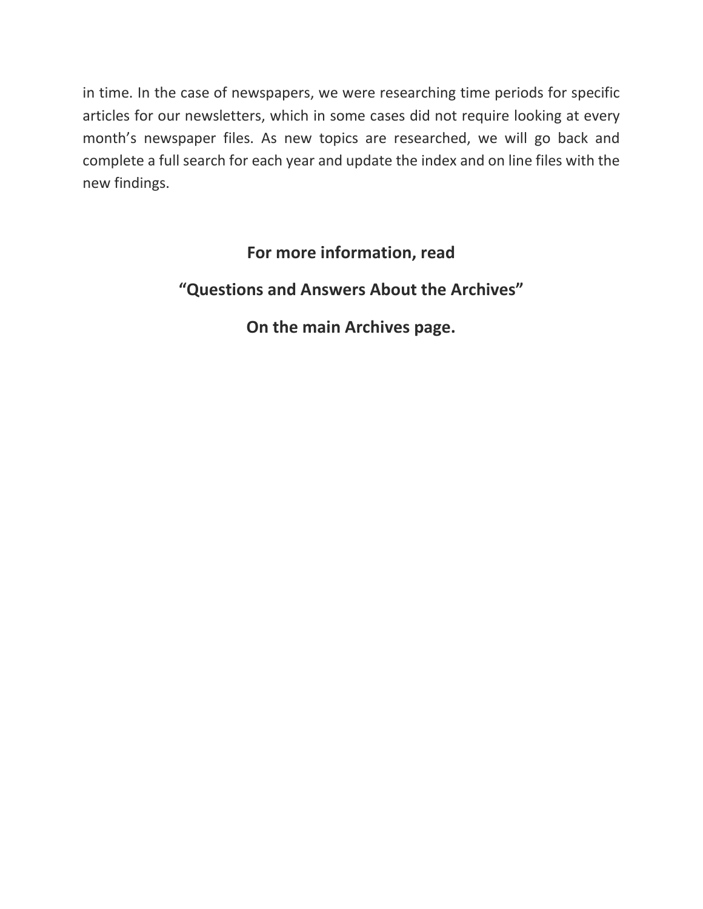in time. In the case of newspapers, we were researching time periods for specific articles for our newsletters, which in some cases did not require looking at every month's newspaper files. As new topics are researched, we will go back and complete a full search for each year and update the index and on line files with the new findings.

**For more information, read**

**"Questions and Answers About the Archives"**

**On the main Archives page.**